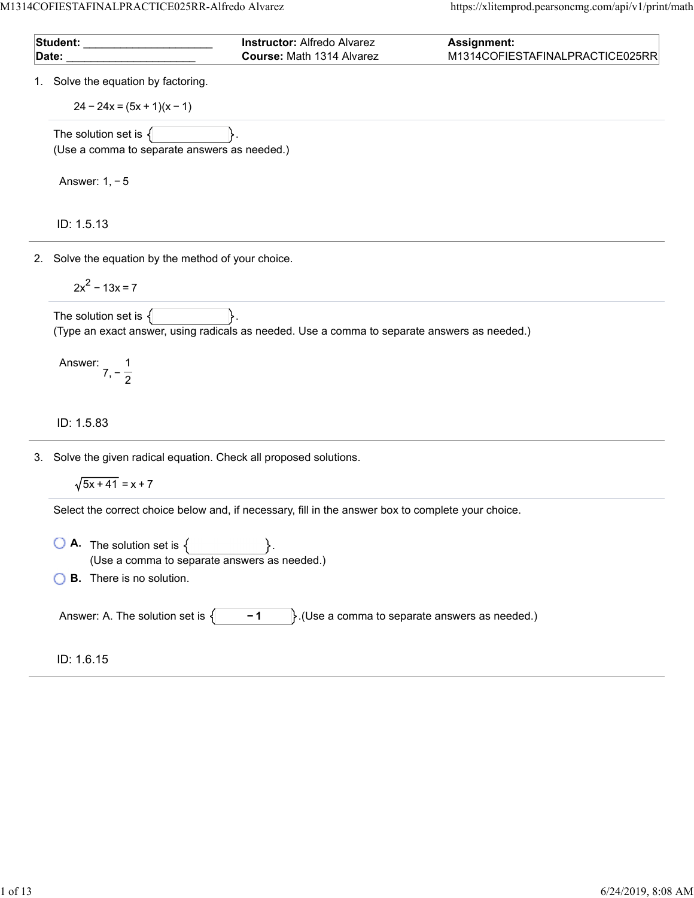| **Student:** ____________________ | **Instructor:** Alfredo Alvarez | **Assignment:** |
| --- | --- | --- |
| **Date:** ____________________ | **Course:** Math 1314 Alvarez | M1314COFIESTAFINALPRACTICE025RR |

1. Solve the equation by factoring.

   $$24 - 24x = (5x + 1)(x - 1)$$

   The solution set is { }.
   (Use a comma to separate answers as needed.)

   Answer: 1, − 5

   ID: 1.5.13

2. Solve the equation by the method of your choice.

   $$2x^2 - 13x = 7$$

   The solution set is { }.
   (Type an exact answer, using radicals as needed. Use a comma to separate answers as needed.)

   Answer: $7, -\frac{1}{2}$

   ID: 1.5.83

3. Solve the given radical equation. Check all proposed solutions.

   $$\sqrt{5x + 41} = x + 7$$

   Select the correct choice below and, if necessary, fill in the answer box to complete your choice.

   - **A.** The solution set is { }.
     (Use a comma to separate answers as needed.)
   - **B.** There is no solution.

   Answer: A. The solution set is { **− 1** }.(Use a comma to separate answers as needed.)

   ID: 1.6.15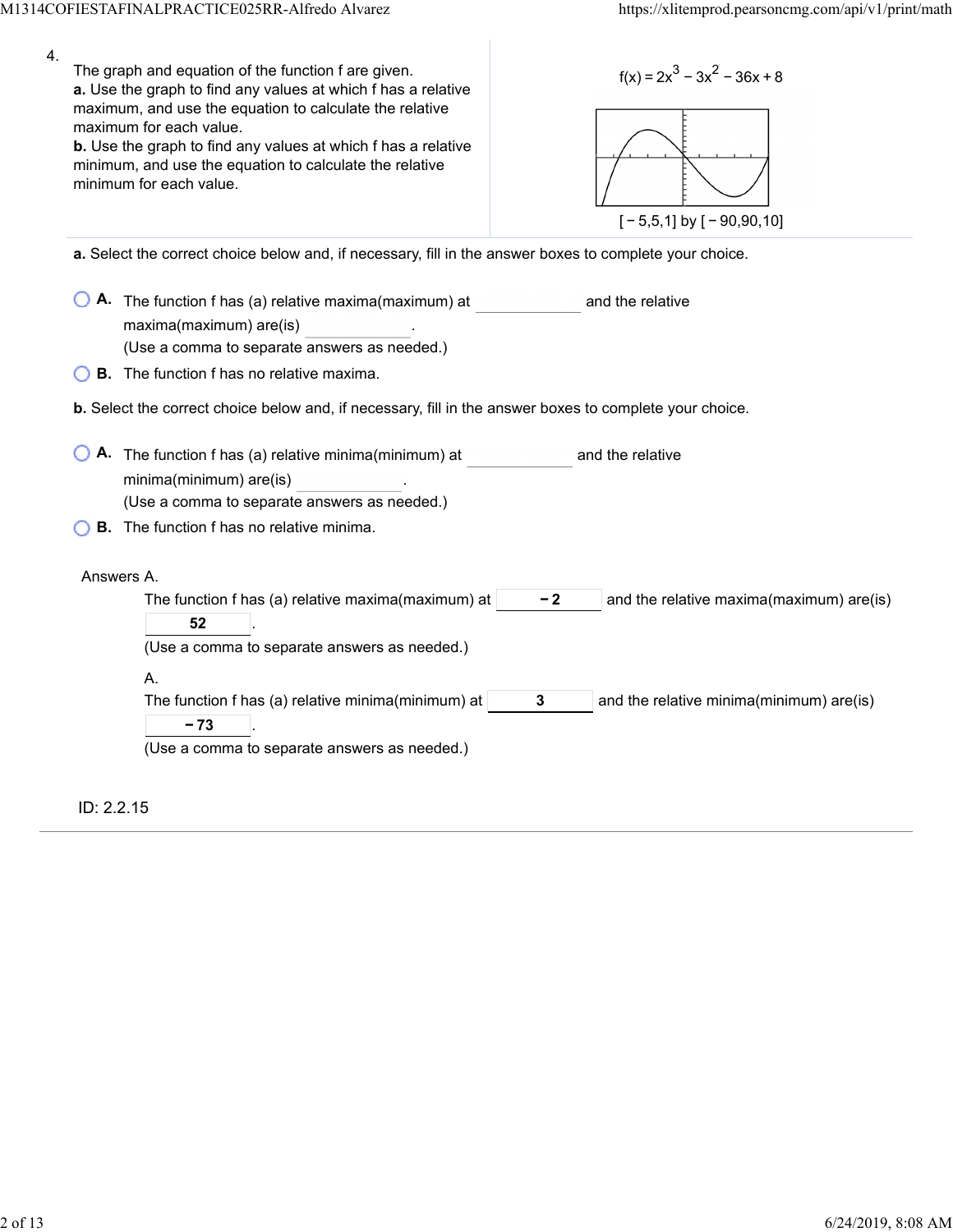4\.

The graph and equation of the function f are given.

**a.** Use the graph to find any values at which f has a relative maximum, and use the equation to calculate the relative maximum for each value.

**b.** Use the graph to find any values at which f has a relative minimum, and use the equation to calculate the relative minimum for each value.

$f(x) = 2x^3 - 3x^2 - 36x + 8$

$[-5,5,1]$ by $[-90,90,10]$

**a.** Select the correct choice below and, if necessary, fill in the answer boxes to complete your choice.

- **A.** The function f has (a) relative maxima(maximum) at ______ and the relative maxima(maximum) are(is) ______.
  (Use a comma to separate answers as needed.)
- **B.** The function f has no relative maxima.

**b.** Select the correct choice below and, if necessary, fill in the answer boxes to complete your choice.

- **A.** The function f has (a) relative minima(minimum) at ______ and the relative minima(minimum) are(is) ______.
  (Use a comma to separate answers as needed.)
- **B.** The function f has no relative minima.

Answers A.

The function f has (a) relative maxima(maximum) at **$-2$** and the relative maxima(maximum) are(is) **52**.
(Use a comma to separate answers as needed.)

A.

The function f has (a) relative minima(minimum) at **3** and the relative minima(minimum) are(is) **$-73$**.
(Use a comma to separate answers as needed.)

ID: 2.2.15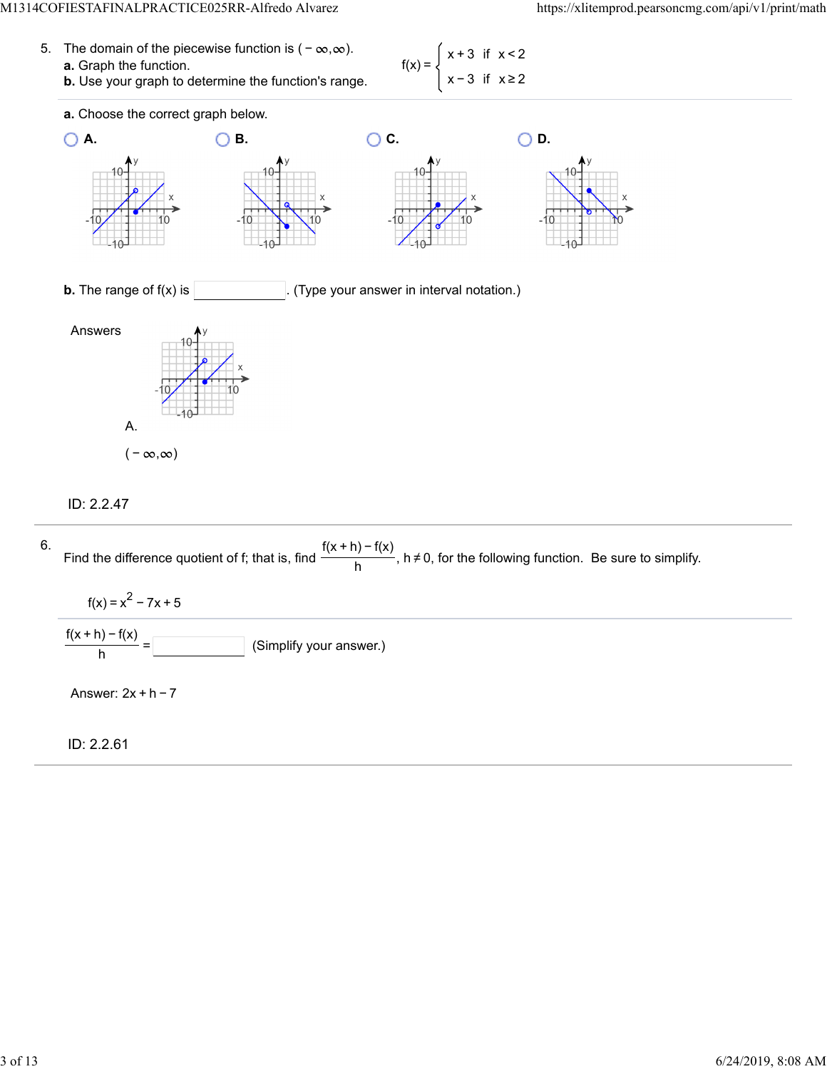5. The domain of the piecewise function is $(-\infty,\infty)$.

**a.** Graph the function.

**b.** Use your graph to determine the function's range.

$$f(x) = \begin{cases} x+3 & \text{if } x<2 \\ x-3 & \text{if } x\geq 2 \end{cases}$$

**a.** Choose the correct graph below.

- **A.**
- **B.**
- **C.**
- **D.**

**b.** The range of f(x) is \_\_\_\_\_\_\_\_. (Type your answer in interval notation.)

Answers

A.

$(-\infty,\infty)$

ID: 2.2.47

---

6. Find the difference quotient of f; that is, find $\frac{f(x+h)-f(x)}{h}$, $h \neq 0$, for the following function. Be sure to simplify.

$f(x) = x^2 - 7x + 5$

$\frac{f(x+h)-f(x)}{h} =$ \_\_\_\_\_\_\_\_ (Simplify your answer.)

Answer: $2x+h-7$

ID: 2.2.61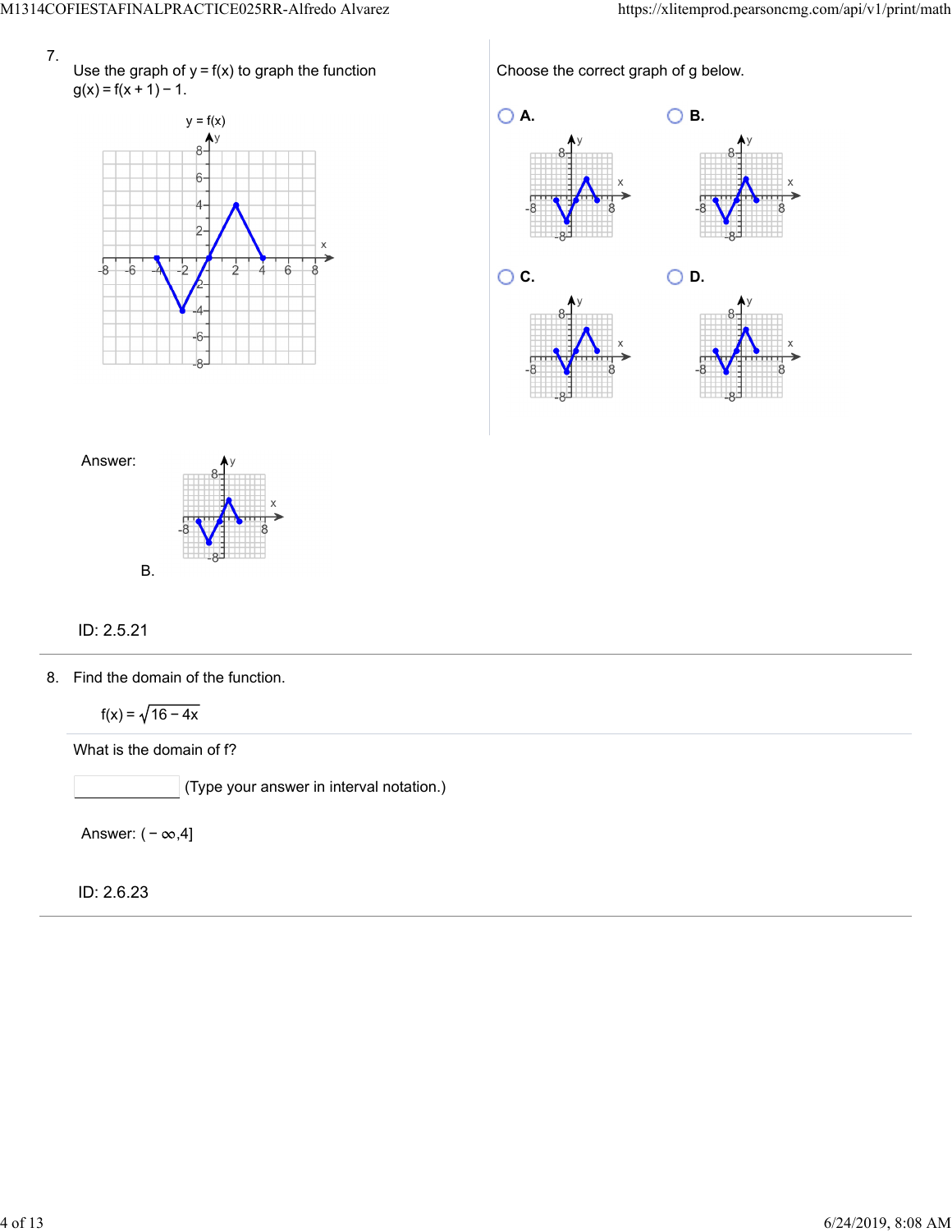7. Use the graph of y = f(x) to graph the function $g(x) = f(x+1) - 1$.

Choose the correct graph of g below.

- A.
- B.
- C.
- D.

Answer:

B.

ID: 2.5.21

8. Find the domain of the function.

$$f(x) = \sqrt{16 - 4x}$$

What is the domain of f?

(Type your answer in interval notation.)

Answer: $(-\infty, 4]$

ID: 2.6.23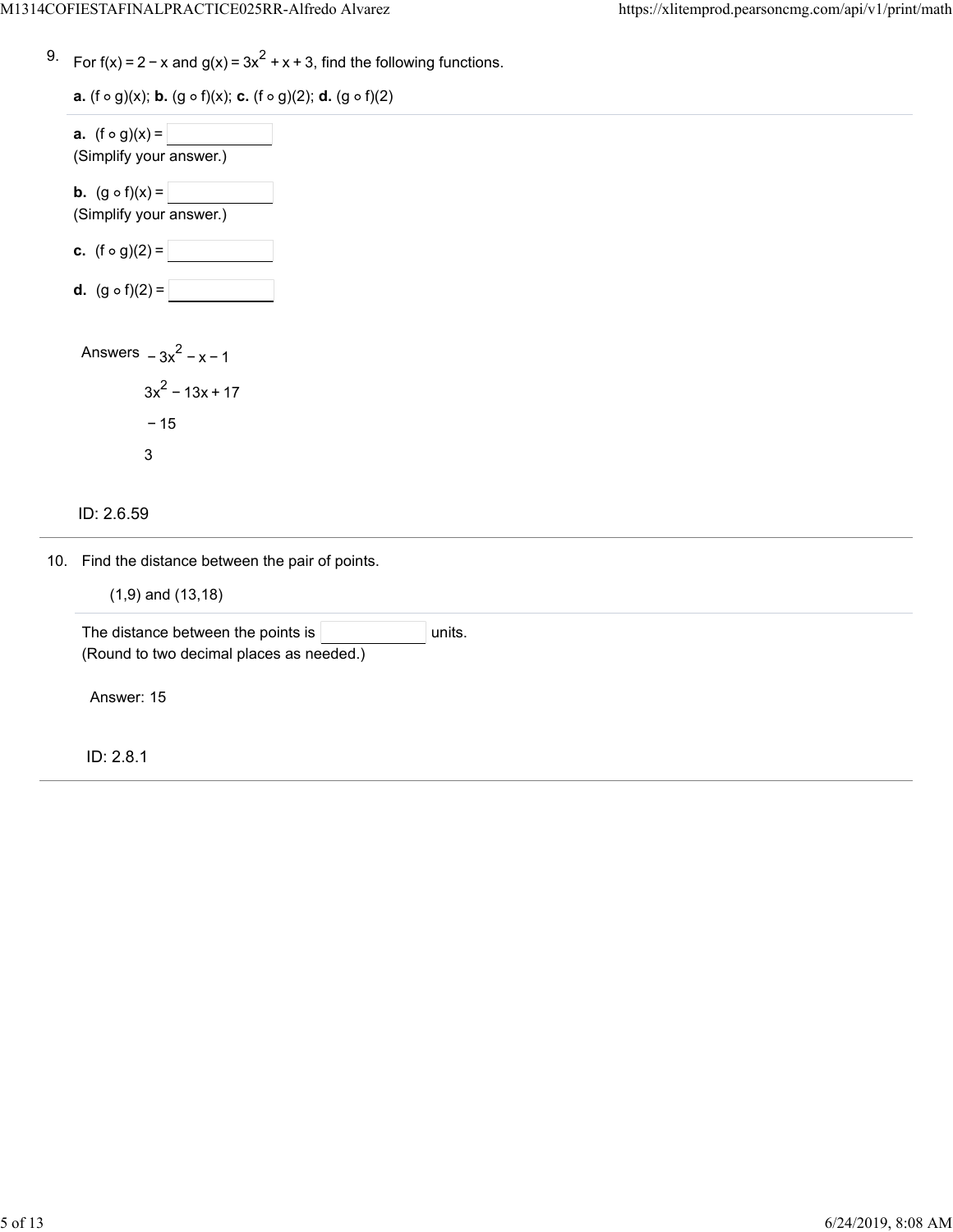9. For $f(x) = 2 - x$ and $g(x) = 3x^2 + x + 3$, find the following functions.

**a.** $(f \circ g)(x)$; **b.** $(g \circ f)(x)$; **c.** $(f \circ g)(2)$; **d.** $(g \circ f)(2)$

**a.** $(f \circ g)(x) =$ ____________
(Simplify your answer.)

**b.** $(g \circ f)(x) =$ ____________
(Simplify your answer.)

**c.** $(f \circ g)(2) =$ ____________

**d.** $(g \circ f)(2) =$ ____________

Answers $-3x^2 - x - 1$

$3x^2 - 13x + 17$

$-15$

$3$

ID: 2.6.59

10. Find the distance between the pair of points.

(1,9) and (13,18)

The distance between the points is ____________ units.
(Round to two decimal places as needed.)

Answer: 15

ID: 2.8.1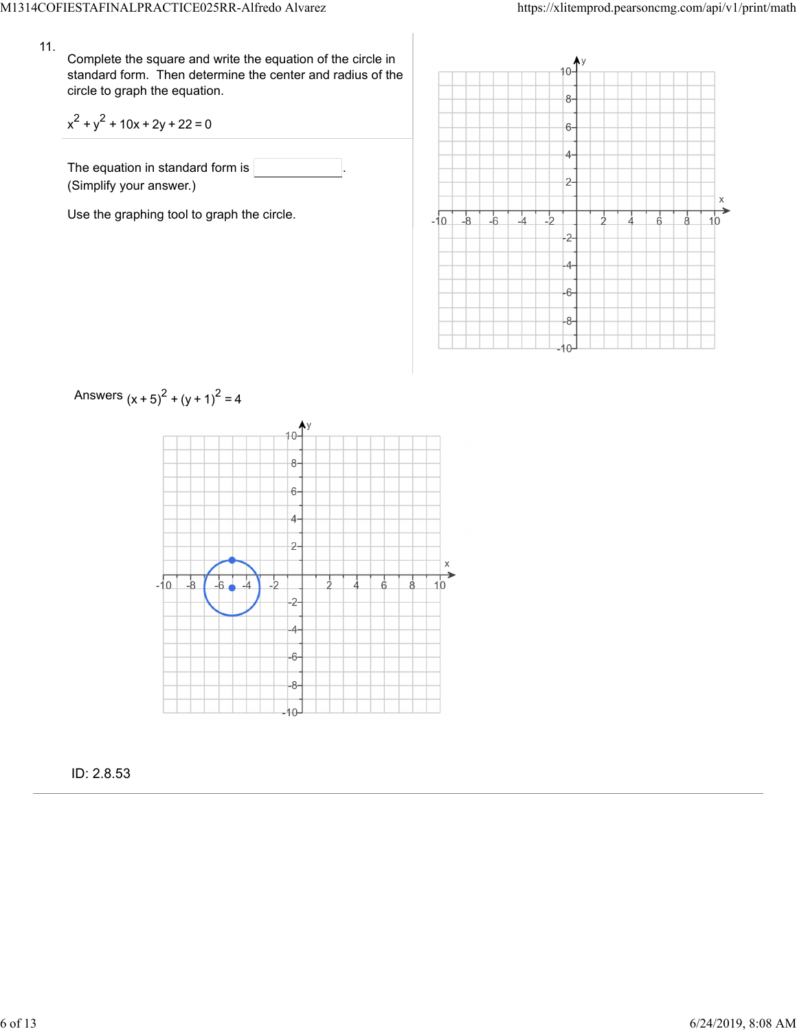11.

Complete the square and write the equation of the circle in standard form. Then determine the center and radius of the circle to graph the equation.

$x^2 + y^2 + 10x + 2y + 22 = 0$

The equation in standard form is \_\_\_\_\_\_\_\_.
(Simplify your answer.)

Use the graphing tool to graph the circle.

Answers $(x+5)^2 + (y+1)^2 = 4$

ID: 2.8.53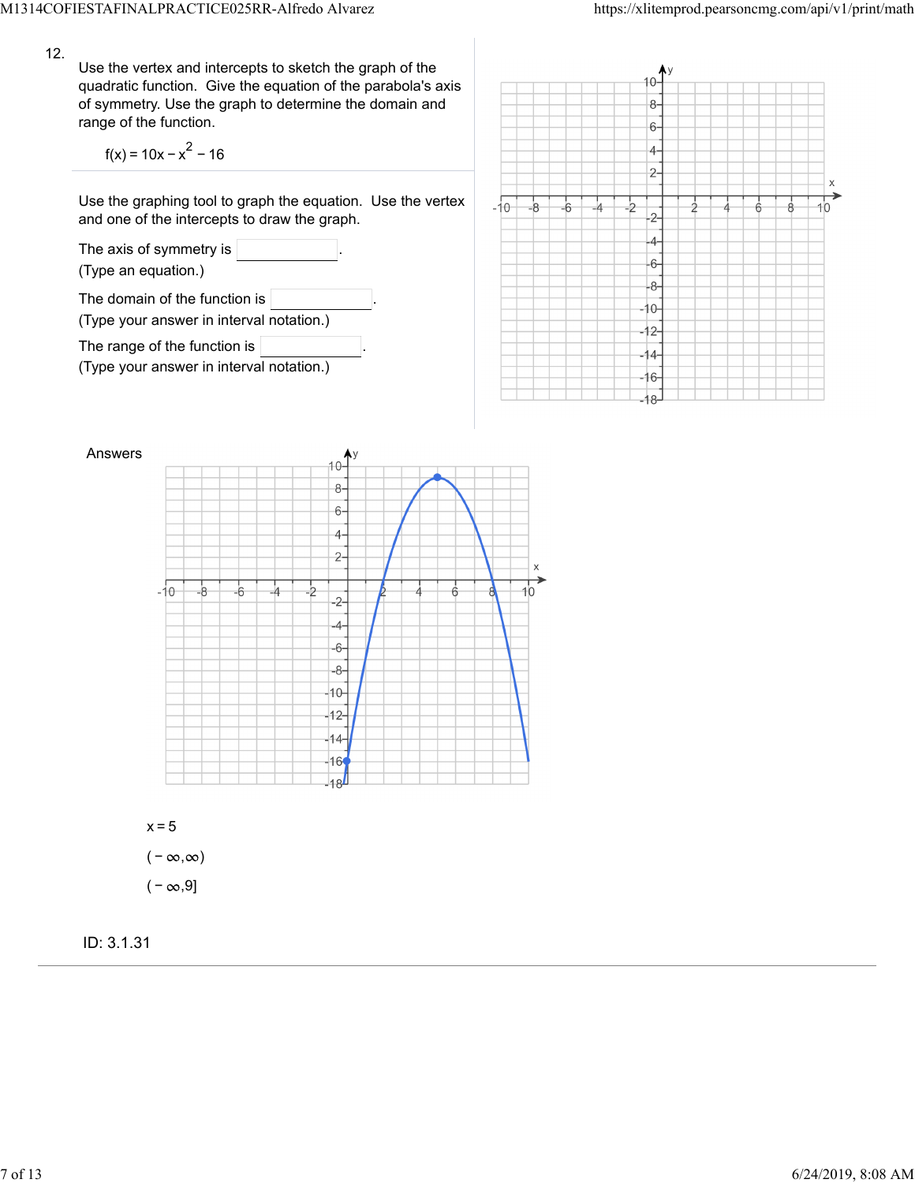12.

Use the vertex and intercepts to sketch the graph of the quadratic function. Give the equation of the parabola's axis of symmetry. Use the graph to determine the domain and range of the function.

$$f(x) = 10x - x^2 - 16$$

Use the graphing tool to graph the equation. Use the vertex and one of the intercepts to draw the graph.

The axis of symmetry is \_\_\_\_\_\_\_\_.
(Type an equation.)

The domain of the function is \_\_\_\_\_\_\_\_.
(Type your answer in interval notation.)

The range of the function is \_\_\_\_\_\_\_\_.
(Type your answer in interval notation.)

Answers

$x = 5$

$(-\infty, \infty)$

$(-\infty, 9]$

ID: 3.1.31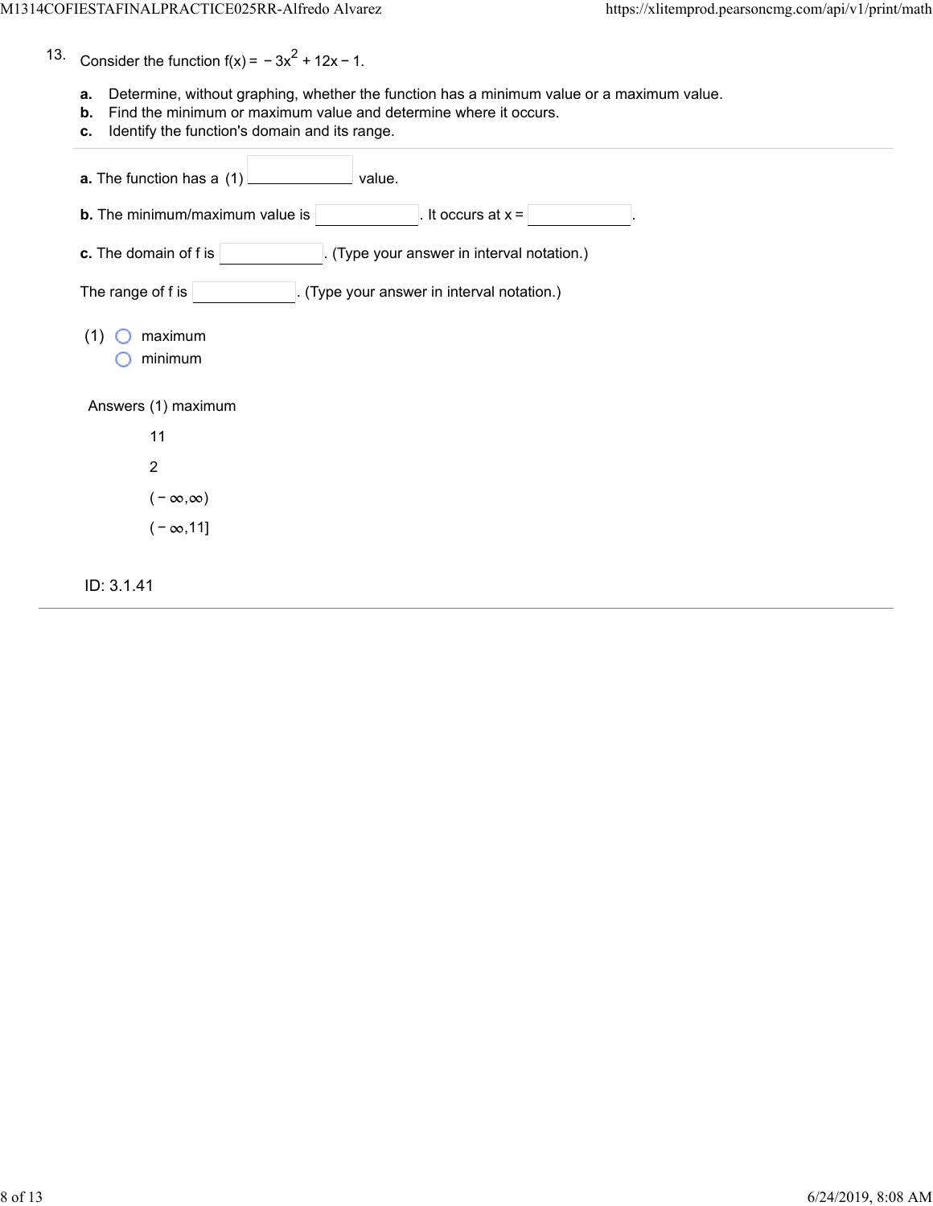13. Consider the function $f(x) = -3x^2 + 12x - 1$.

**a.** Determine, without graphing, whether the function has a minimum value or a maximum value.
**b.** Find the minimum or maximum value and determine where it occurs.
**c.** Identify the function's domain and its range.

---

**a.** The function has a (1) ____________ value.

**b.** The minimum/maximum value is ____________. It occurs at $x =$ ____________.

**c.** The domain of f is ____________. (Type your answer in interval notation.)

The range of f is ____________. (Type your answer in interval notation.)

(1) ○ maximum
○ minimum

Answers (1) maximum

11

2

$(-\infty,\infty)$

$(-\infty,11]$

ID: 3.1.41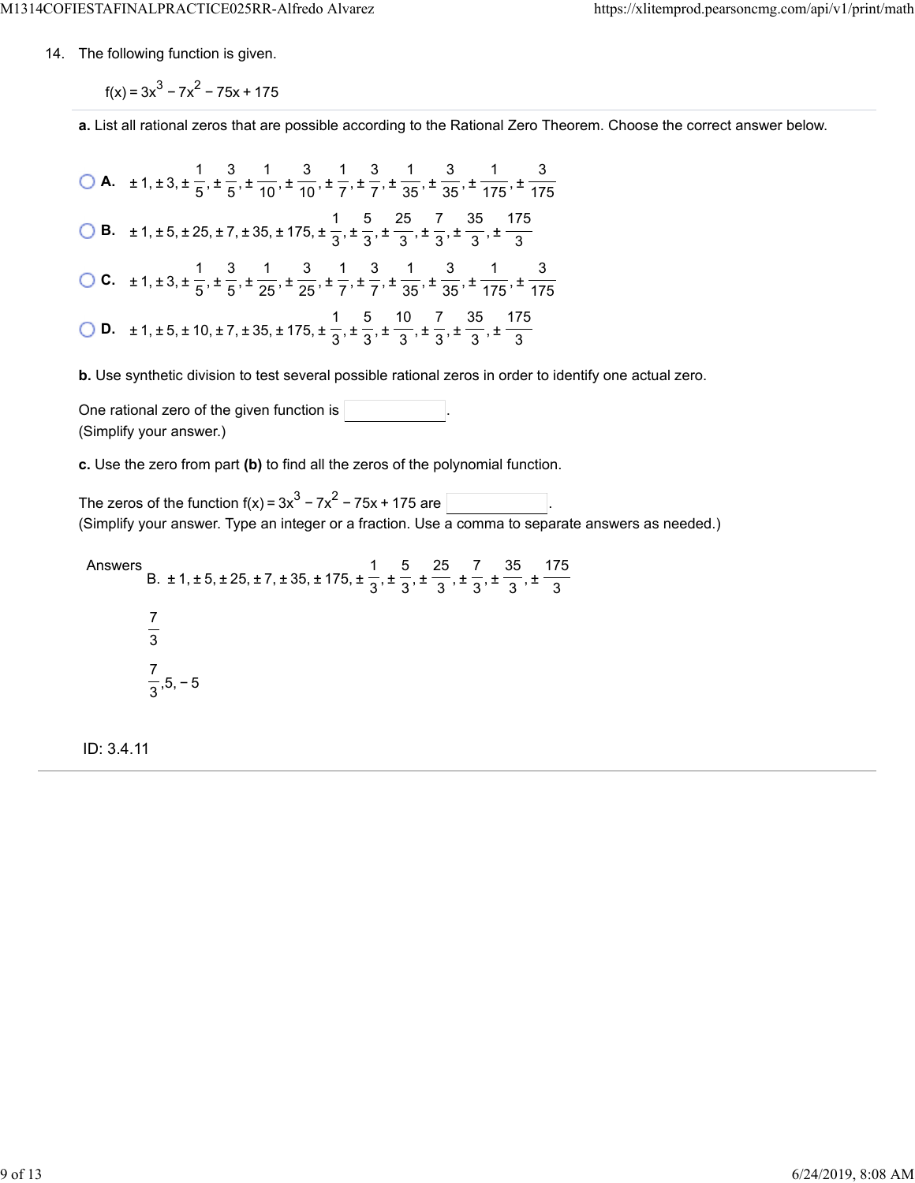14. The following function is given.

$$f(x) = 3x^3 - 7x^2 - 75x + 175$$

**a.** List all rational zeros that are possible according to the Rational Zero Theorem. Choose the correct answer below.

- **A.** $\pm 1, \pm 3, \pm \frac{1}{5}, \pm \frac{3}{5}, \pm \frac{1}{10}, \pm \frac{3}{10}, \pm \frac{1}{7}, \pm \frac{3}{7}, \pm \frac{1}{35}, \pm \frac{3}{35}, \pm \frac{1}{175}, \pm \frac{3}{175}$
- **B.** $\pm 1, \pm 5, \pm 25, \pm 7, \pm 35, \pm 175, \pm \frac{1}{3}, \pm \frac{5}{3}, \pm \frac{25}{3}, \pm \frac{7}{3}, \pm \frac{35}{3}, \pm \frac{175}{3}$
- **C.** $\pm 1, \pm 3, \pm \frac{1}{5}, \pm \frac{3}{5}, \pm \frac{1}{25}, \pm \frac{3}{25}, \pm \frac{1}{7}, \pm \frac{3}{7}, \pm \frac{1}{35}, \pm \frac{3}{35}, \pm \frac{1}{175}, \pm \frac{3}{175}$
- **D.** $\pm 1, \pm 5, \pm 10, \pm 7, \pm 35, \pm 175, \pm \frac{1}{3}, \pm \frac{5}{3}, \pm \frac{10}{3}, \pm \frac{7}{3}, \pm \frac{35}{3}, \pm \frac{175}{3}$

**b.** Use synthetic division to test several possible rational zeros in order to identify one actual zero.

One rational zero of the given function is ______.
(Simplify your answer.)

**c.** Use the zero from part **(b)** to find all the zeros of the polynomial function.

The zeros of the function $f(x) = 3x^3 - 7x^2 - 75x + 175$ are ______.
(Simplify your answer. Type an integer or a fraction. Use a comma to separate answers as needed.)

Answers B. $\pm 1, \pm 5, \pm 25, \pm 7, \pm 35, \pm 175, \pm \frac{1}{3}, \pm \frac{5}{3}, \pm \frac{25}{3}, \pm \frac{7}{3}, \pm \frac{35}{3}, \pm \frac{175}{3}$

$\frac{7}{3}$

$\frac{7}{3}, 5, -5$

ID: 3.4.11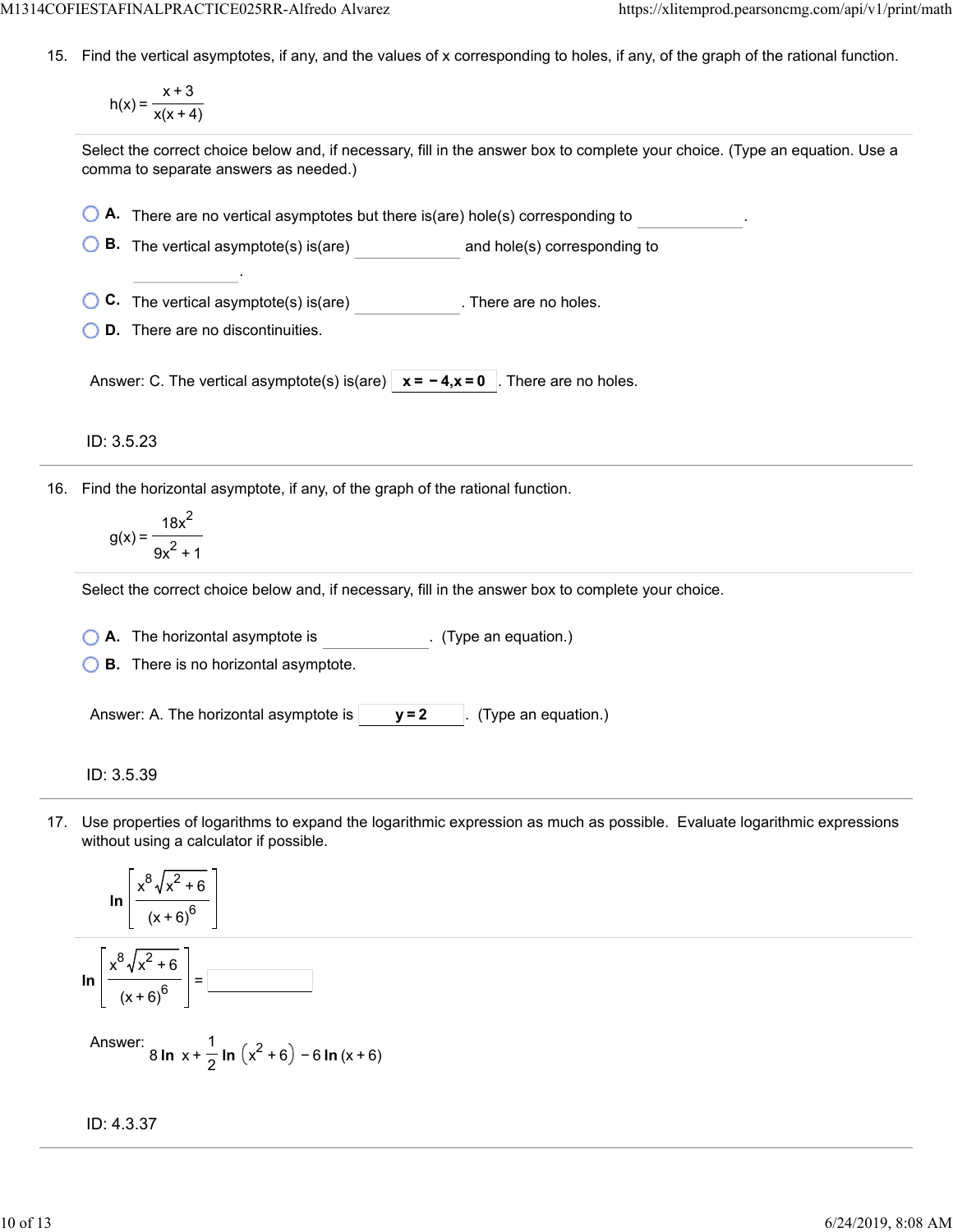15. Find the vertical asymptotes, if any, and the values of x corresponding to holes, if any, of the graph of the rational function.

$$h(x) = \frac{x+3}{x(x+4)}$$

Select the correct choice below and, if necessary, fill in the answer box to complete your choice. (Type an equation. Use a comma to separate answers as needed.)

- **A.** There are no vertical asymptotes but there is(are) hole(s) corresponding to \_\_\_\_\_\_\_\_.
- **B.** The vertical asymptote(s) is(are) \_\_\_\_\_\_\_\_ and hole(s) corresponding to \_\_\_\_\_\_\_\_.
- **C.** The vertical asymptote(s) is(are) \_\_\_\_\_\_\_\_. There are no holes.
- **D.** There are no discontinuities.

Answer: C. The vertical asymptote(s) is(are) **$x = -4, x = 0$**. There are no holes.

ID: 3.5.23

---

16. Find the horizontal asymptote, if any, of the graph of the rational function.

$$g(x) = \frac{18x^2}{9x^2 + 1}$$

Select the correct choice below and, if necessary, fill in the answer box to complete your choice.

- **A.** The horizontal asymptote is \_\_\_\_\_\_\_\_. (Type an equation.)
- **B.** There is no horizontal asymptote.

Answer: A. The horizontal asymptote is **$y = 2$**. (Type an equation.)

ID: 3.5.39

---

17. Use properties of logarithms to expand the logarithmic expression as much as possible. Evaluate logarithmic expressions without using a calculator if possible.

$$\ln\left[\frac{x^8\sqrt{x^2+6}}{(x+6)^6}\right]$$

$$\ln\left[\frac{x^8\sqrt{x^2+6}}{(x+6)^6}\right] = \_\_\_\_\_\_\_\_$$

Answer: $8\ln x + \frac{1}{2}\ln\left(x^2+6\right) - 6\ln(x+6)$

ID: 4.3.37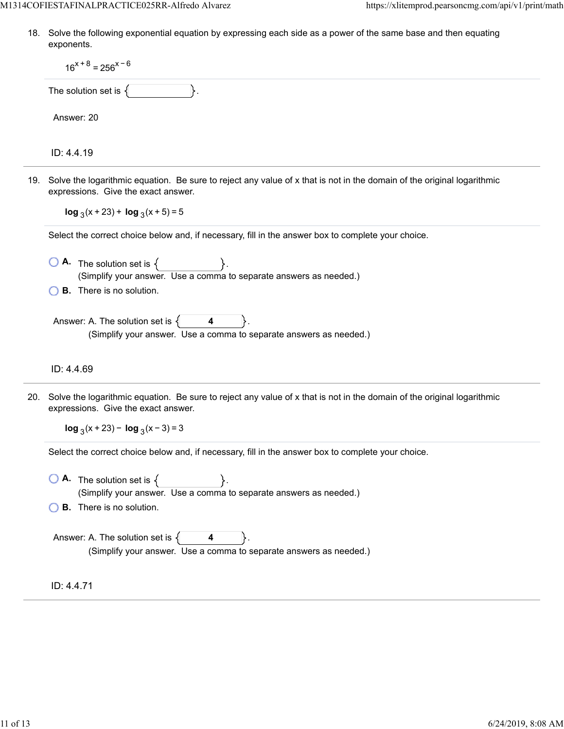18. Solve the following exponential equation by expressing each side as a power of the same base and then equating exponents.

$$16^{x+8} = 256^{x-6}$$

The solution set is { }.

Answer: 20

ID: 4.4.19

19. Solve the logarithmic equation. Be sure to reject any value of x that is not in the domain of the original logarithmic expressions. Give the exact answer.

$$\log_3(x+23) + \log_3(x+5) = 5$$

Select the correct choice below and, if necessary, fill in the answer box to complete your choice.

- A. The solution set is { }.
  (Simplify your answer. Use a comma to separate answers as needed.)
- B. There is no solution.

Answer: A. The solution set is { **4** }.
(Simplify your answer. Use a comma to separate answers as needed.)

ID: 4.4.69

20. Solve the logarithmic equation. Be sure to reject any value of x that is not in the domain of the original logarithmic expressions. Give the exact answer.

$$\log_3(x+23) - \log_3(x-3) = 3$$

Select the correct choice below and, if necessary, fill in the answer box to complete your choice.

- A. The solution set is { }.
  (Simplify your answer. Use a comma to separate answers as needed.)
- B. There is no solution.

Answer: A. The solution set is { **4** }.
(Simplify your answer. Use a comma to separate answers as needed.)

ID: 4.4.71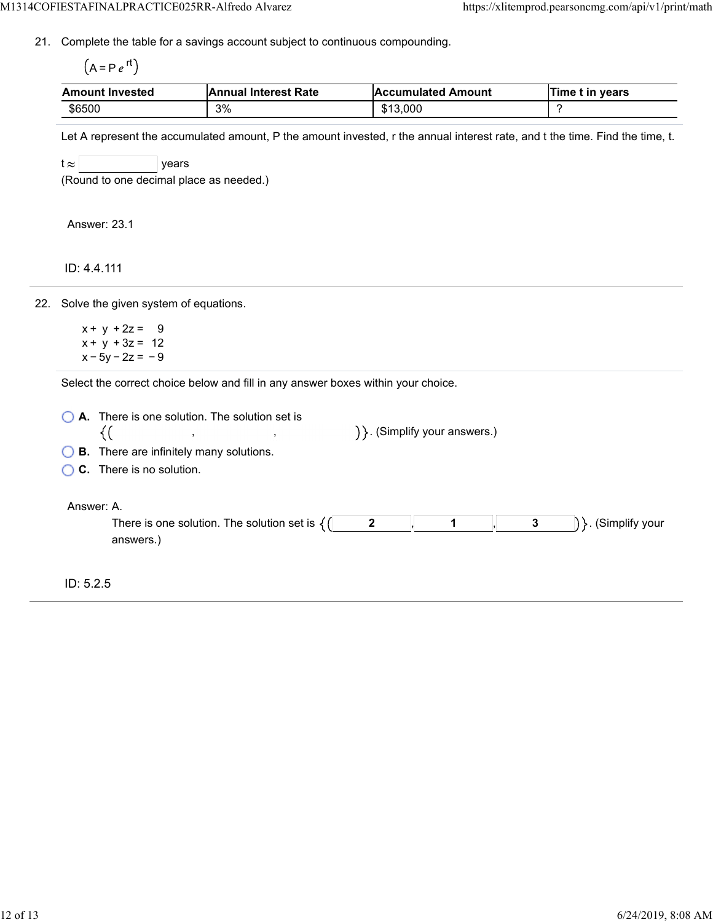21. Complete the table for a savings account subject to continuous compounding.

$\left(A = P e^{rt}\right)$

| Amount Invested | Annual Interest Rate | Accumulated Amount | Time t in years |
|---|---|---|---|
| $6500 | 3% | $13,000 | ? |

Let A represent the accumulated amount, P the amount invested, r the annual interest rate, and t the time. Find the time, t.

$t \approx$ ______ years
(Round to one decimal place as needed.)

Answer: 23.1

ID: 4.4.111

---

22. Solve the given system of equations.

$$x + y + 2z = 9$$
$$x + y + 3z = 12$$
$$x - 5y - 2z = -9$$

Select the correct choice below and fill in any answer boxes within your choice.

- **A.** There is one solution. The solution set is $\{($ ______ , ______ , ______ $)\}$. (Simplify your answers.)
- **B.** There are infinitely many solutions.
- **C.** There is no solution.

Answer: A.
There is one solution. The solution set is $\{(2, 1, 3)\}$. (Simplify your answers.)

ID: 5.2.5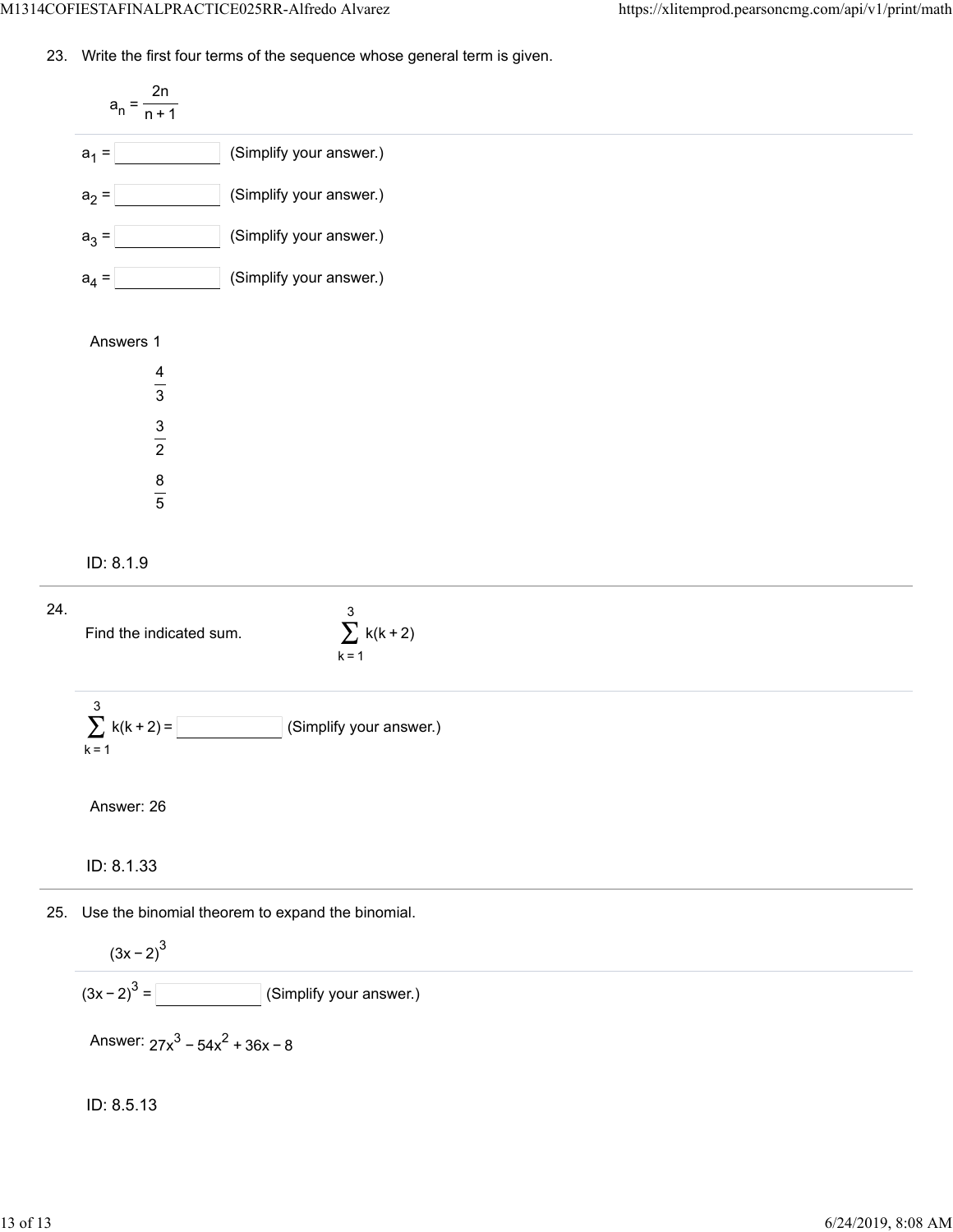23. Write the first four terms of the sequence whose general term is given.

$$a_n = \frac{2n}{n+1}$$

$a_1 =$ ______ (Simplify your answer.)

$a_2 =$ ______ (Simplify your answer.)

$a_3 =$ ______ (Simplify your answer.)

$a_4 =$ ______ (Simplify your answer.)

Answers 1

$\frac{4}{3}$

$\frac{3}{2}$

$\frac{8}{5}$

ID: 8.1.9

---

24. Find the indicated sum. $\sum_{k=1}^{3} k(k+2)$

$\sum_{k=1}^{3} k(k+2) =$ ______ (Simplify your answer.)

Answer: 26

ID: 8.1.33

---

25. Use the binomial theorem to expand the binomial.

$(3x-2)^3$

$(3x-2)^3 =$ ______ (Simplify your answer.)

Answer: $27x^3 - 54x^2 + 36x - 8$

ID: 8.5.13